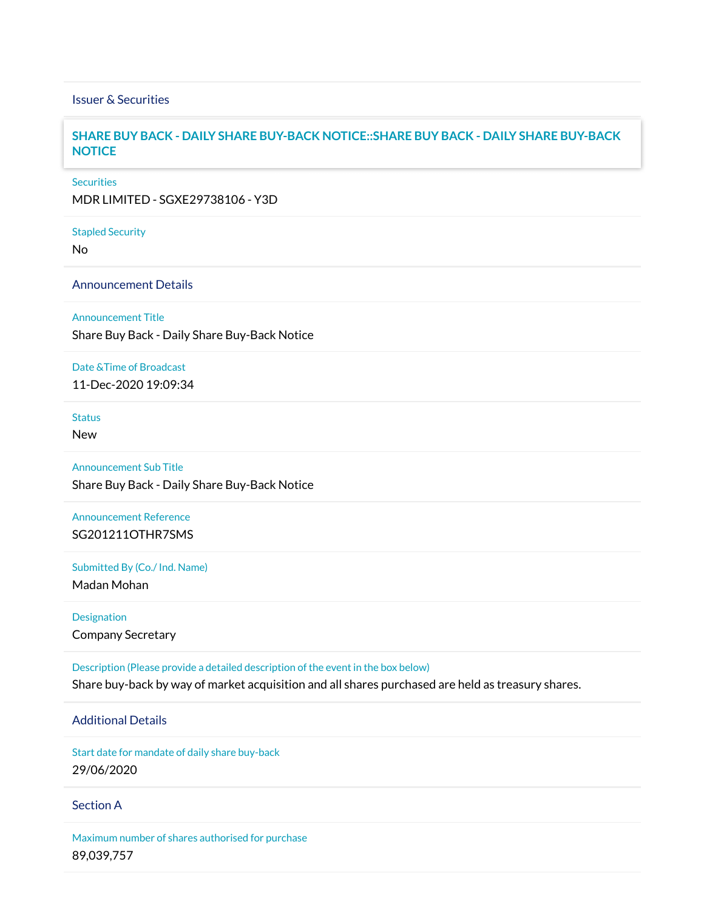## Issuer & Securities

### SHARE BUY BACK - DAILY SHARE BUY-BACK NOTICE::SHARE BUY BACK - DAILY SHARE BUY-BACK NOTICE

**Securities**

MDR LIMITED - SGXE29738106 - Y3D

**Stapled Security**

No

## Announcement Details

**Announcement Title**

Share Buy Back - Daily Share Buy-Back Notice

**Date &Time of Broadcast**

11-Dec-2020 19:09:34

**Status**

New

**Announcement Sub Title**

Share Buy Back - Daily Share Buy-Back Notice

**Announcement Reference**

SG201211OTHR7SMS

**Submitted By (Co./ Ind. Name)**

Madan Mohan

**Designation**

Company Secretary

**Description (Please provide a detailed description of the event in the box below)**

Share buy-back by way of market acquisition and all shares purchased are held as treasury shares.

## Additional Details

**Start date for mandate of daily share buy-back**

29/06/2020

## Section A

**Maximum number of shares authorised for purchase**

89,039,757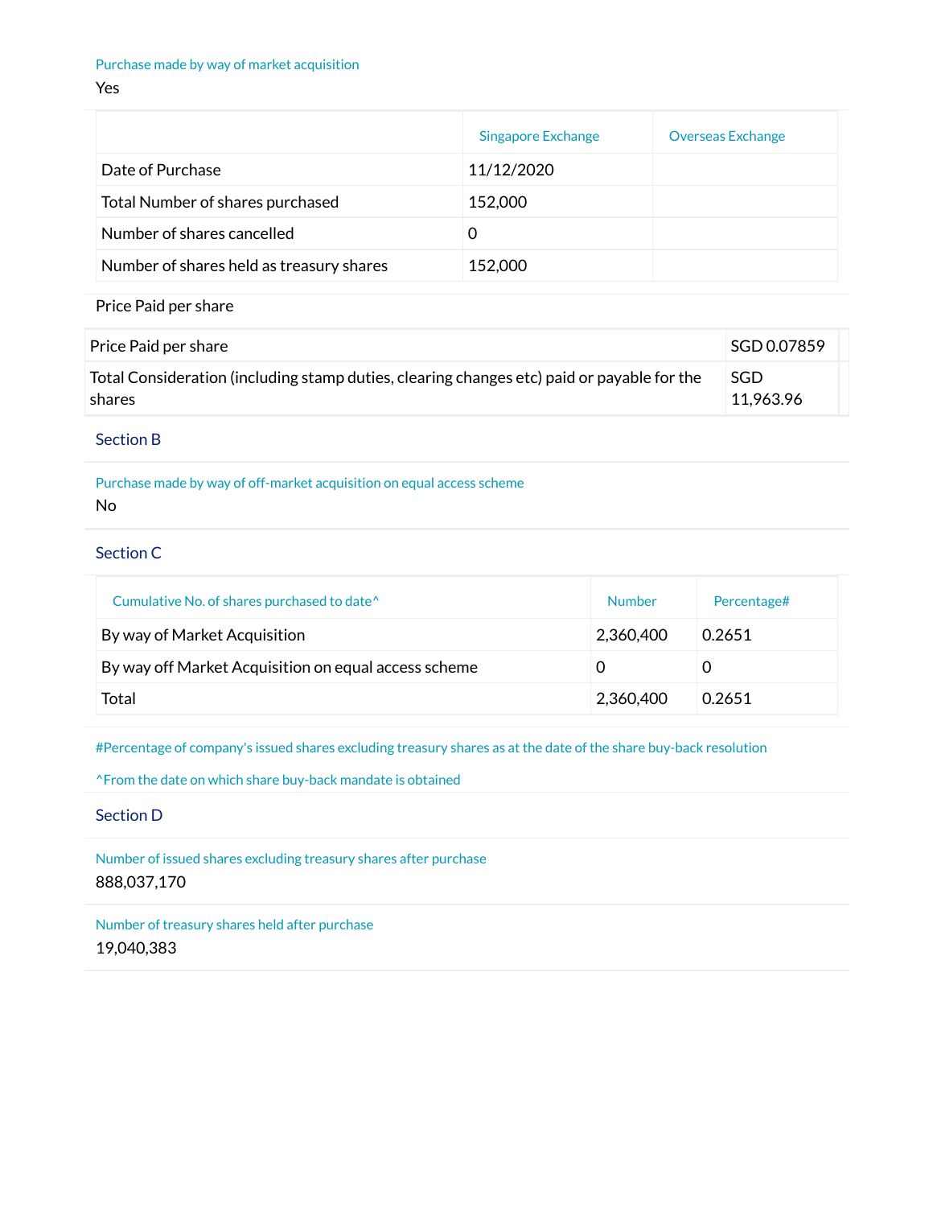Purchase made by way of market acquisition

Yes

| | Singapore Exchange | Overseas Exchange |
|---|---|---|
| Date of Purchase | 11/12/2020 | |
| Total Number of shares purchased | 152,000 | |
| Number of shares cancelled | 0 | |
| Number of shares held as treasury shares | 152,000 | |

Price Paid per share

| | |
|---|---|
| Price Paid per share | SGD 0.07859 |
| Total Consideration (including stamp duties, clearing changes etc) paid or payable for the shares | SGD 11,963.96 |

## Section B

Purchase made by way of off-market acquisition on equal access scheme

No

## Section C

| Cumulative No. of shares purchased to date^ | Number | Percentage# |
|---|---|---|
| By way of Market Acquisition | 2,360,400 | 0.2651 |
| By way off Market Acquisition on equal access scheme | 0 | 0 |
| Total | 2,360,400 | 0.2651 |

#Percentage of company's issued shares excluding treasury shares as at the date of the share buy-back resolution

^From the date on which share buy-back mandate is obtained

## Section D

Number of issued shares excluding treasury shares after purchase

888,037,170

Number of treasury shares held after purchase

19,040,383